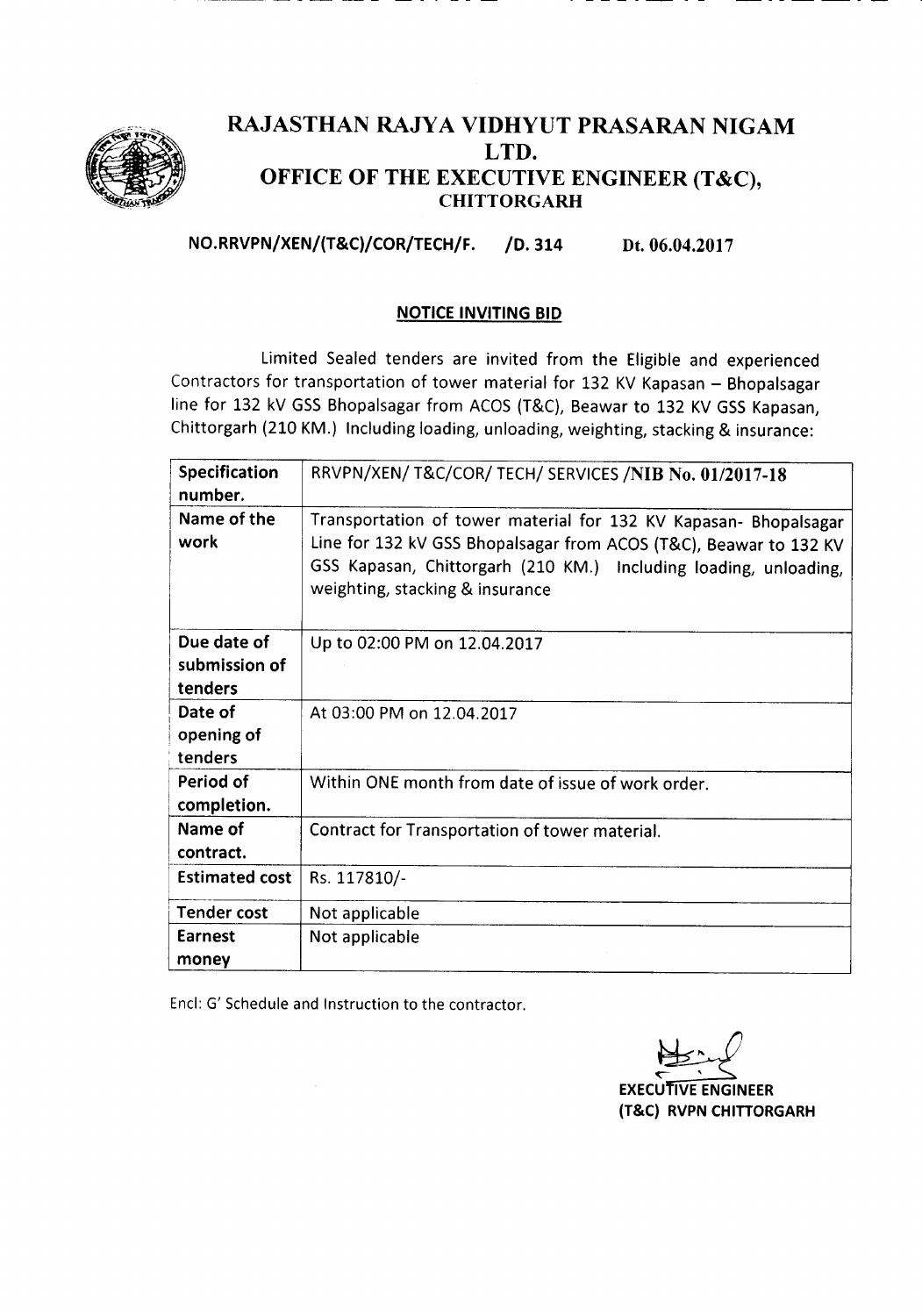# RAJASTHAN RAJYA VIDHYUT PRASARAN NIGAM LTD.
## OFFICE OF THE EXECUTIVE ENGINEER (T&C), CHITTORGARH

**NO.RRVPN/XEN/(T&C)/COR/TECH/F. /D. 314** Dt. 06.04.2017

### NOTICE INVITING BID

Limited Sealed tenders are invited from the Eligible and experienced Contractors for transportation of tower material for 132 KV Kapasan – Bhopalsagar line for 132 kV GSS Bhopalsagar from ACOS (T&C), Beawar to 132 KV GSS Kapasan, Chittorgarh (210 KM.) Including loading, unloading, weighting, stacking & insurance:

| **Specification number.** | RRVPN/XEN/ T&C/COR/ TECH/ SERVICES /**NIB No. 01/2017-18** |
|---|---|
| **Name of the work** | Transportation of tower material for 132 KV Kapasan- Bhopalsagar Line for 132 kV GSS Bhopalsagar from ACOS (T&C), Beawar to 132 KV GSS Kapasan, Chittorgarh (210 KM.) Including loading, unloading, weighting, stacking & insurance |
| **Due date of submission of tenders** | Up to 02:00 PM on 12.04.2017 |
| **Date of opening of tenders** | At 03:00 PM on 12.04.2017 |
| **Period of completion.** | Within ONE month from date of issue of work order. |
| **Name of contract.** | Contract for Transportation of tower material. |
| **Estimated cost** | Rs. 117810/- |
| **Tender cost** | Not applicable |
| **Earnest money** | Not applicable |

Encl: G' Schedule and Instruction to the contractor.

**EXECUTIVE ENGINEER**
**(T&C) RVPN CHITTORGARH**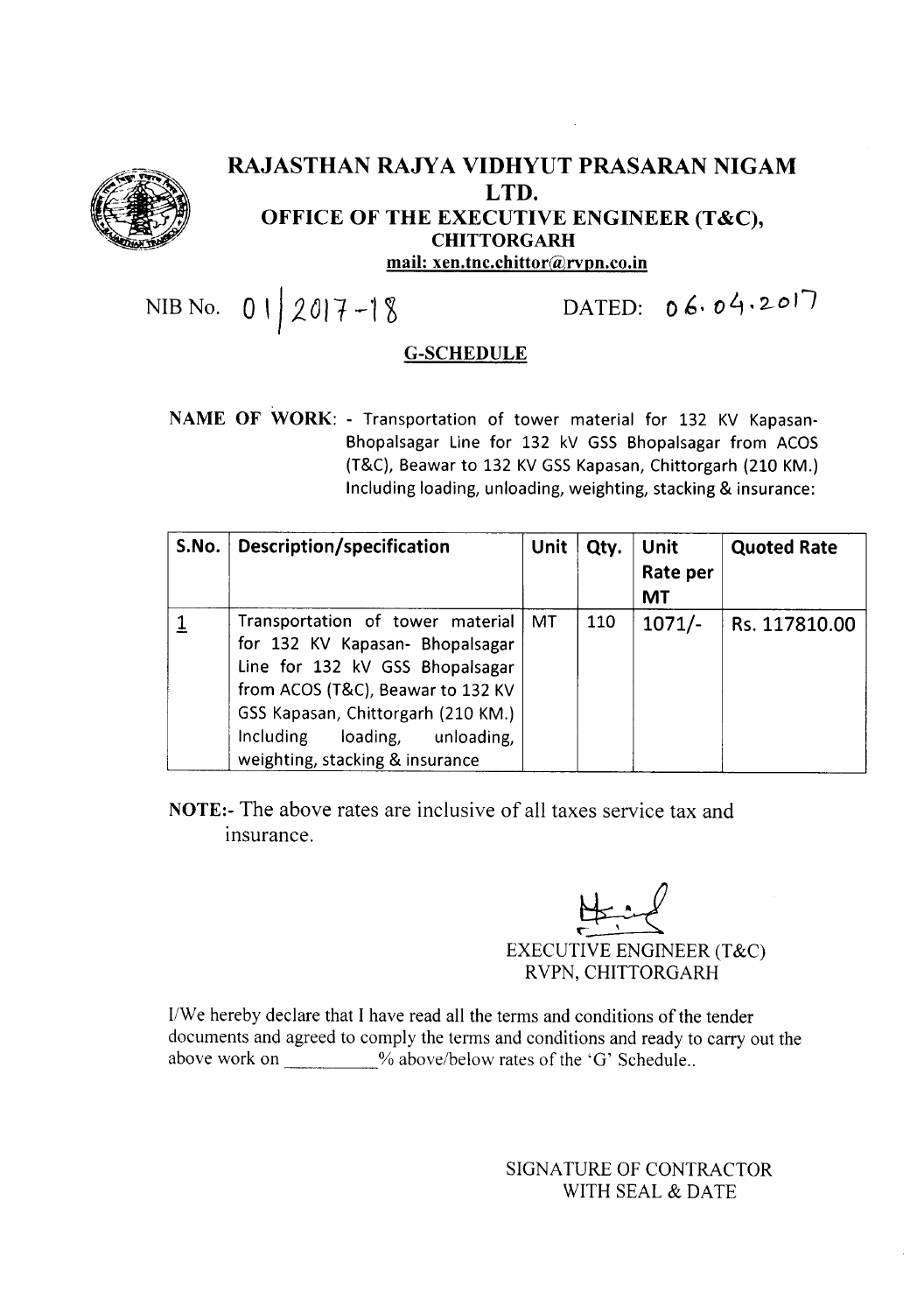# RAJASTHAN RAJYA VIDHYUT PRASARAN NIGAM LTD.

## OFFICE OF THE EXECUTIVE ENGINEER (T&C), CHITTORGARH

**mail: xen.tnc.chittor@rvpn.co.in**

NIB No. 01/2017-18 DATED: 06.04.2017

**G-SCHEDULE**

**NAME OF WORK**: - Transportation of tower material for 132 KV Kapasan-Bhopalsagar Line for 132 kV GSS Bhopalsagar from ACOS (T&C), Beawar to 132 KV GSS Kapasan, Chittorgarh (210 KM.) Including loading, unloading, weighting, stacking & insurance:

| S.No. | Description/specification | Unit | Qty. | Unit Rate per MT | Quoted Rate |
|---|---|---|---|---|---|
| 1 | Transportation of tower material for 132 KV Kapasan- Bhopalsagar Line for 132 kV GSS Bhopalsagar from ACOS (T&C), Beawar to 132 KV GSS Kapasan, Chittorgarh (210 KM.) Including loading, unloading, weighting, stacking & insurance | MT | 110 | 1071/- | Rs. 117810.00 |

**NOTE:-** The above rates are inclusive of all taxes service tax and insurance.

EXECUTIVE ENGINEER (T&C)
RVPN, CHITTORGARH

I/We hereby declare that I have read all the terms and conditions of the tender documents and agreed to comply the terms and conditions and ready to carry out the above work on __________% above/below rates of the 'G' Schedule..

SIGNATURE OF CONTRACTOR
WITH SEAL & DATE